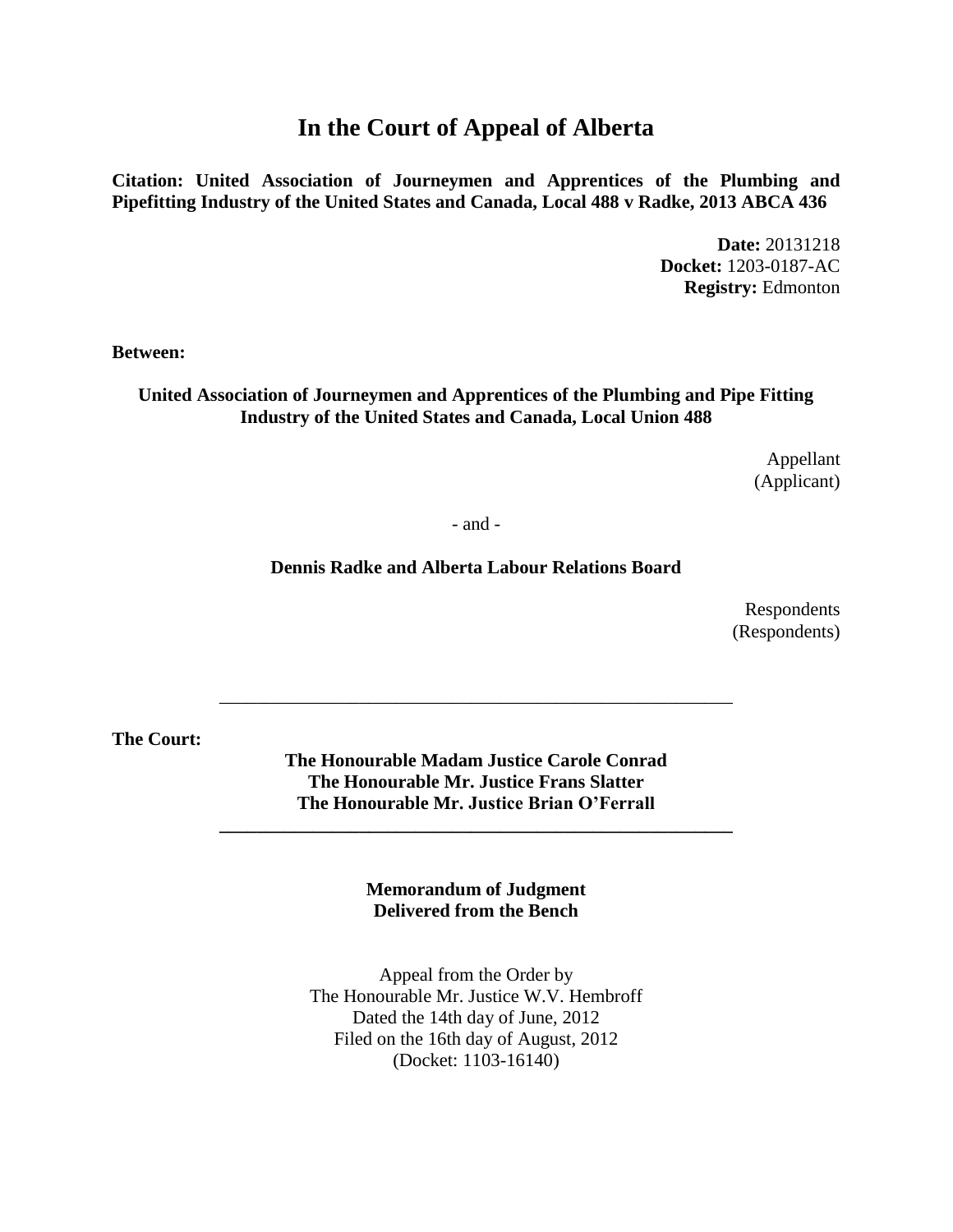# In the Court of Appeal of Alberta

**Citation: United Association of Journeymen and Apprentices of the Plumbing and Pipefitting Industry of the United States and Canada, Local 488 v Radke, 2013 ABCA 436**

**Date:** 20131218
**Docket:** 1203-0187-AC
**Registry:** Edmonton

**Between:**

**United Association of Journeymen and Apprentices of the Plumbing and Pipe Fitting Industry of the United States and Canada, Local Union 488**

Appellant
(Applicant)

- and -

**Dennis Radke and Alberta Labour Relations Board**

Respondents
(Respondents)

---

**The Court:**

**The Honourable Madam Justice Carole Conrad**
**The Honourable Mr. Justice Frans Slatter**
**The Honourable Mr. Justice Brian O'Ferrall**

---

**Memorandum of Judgment**
**Delivered from the Bench**

Appeal from the Order by
The Honourable Mr. Justice W.V. Hembroff
Dated the 14th day of June, 2012
Filed on the 16th day of August, 2012
(Docket: 1103-16140)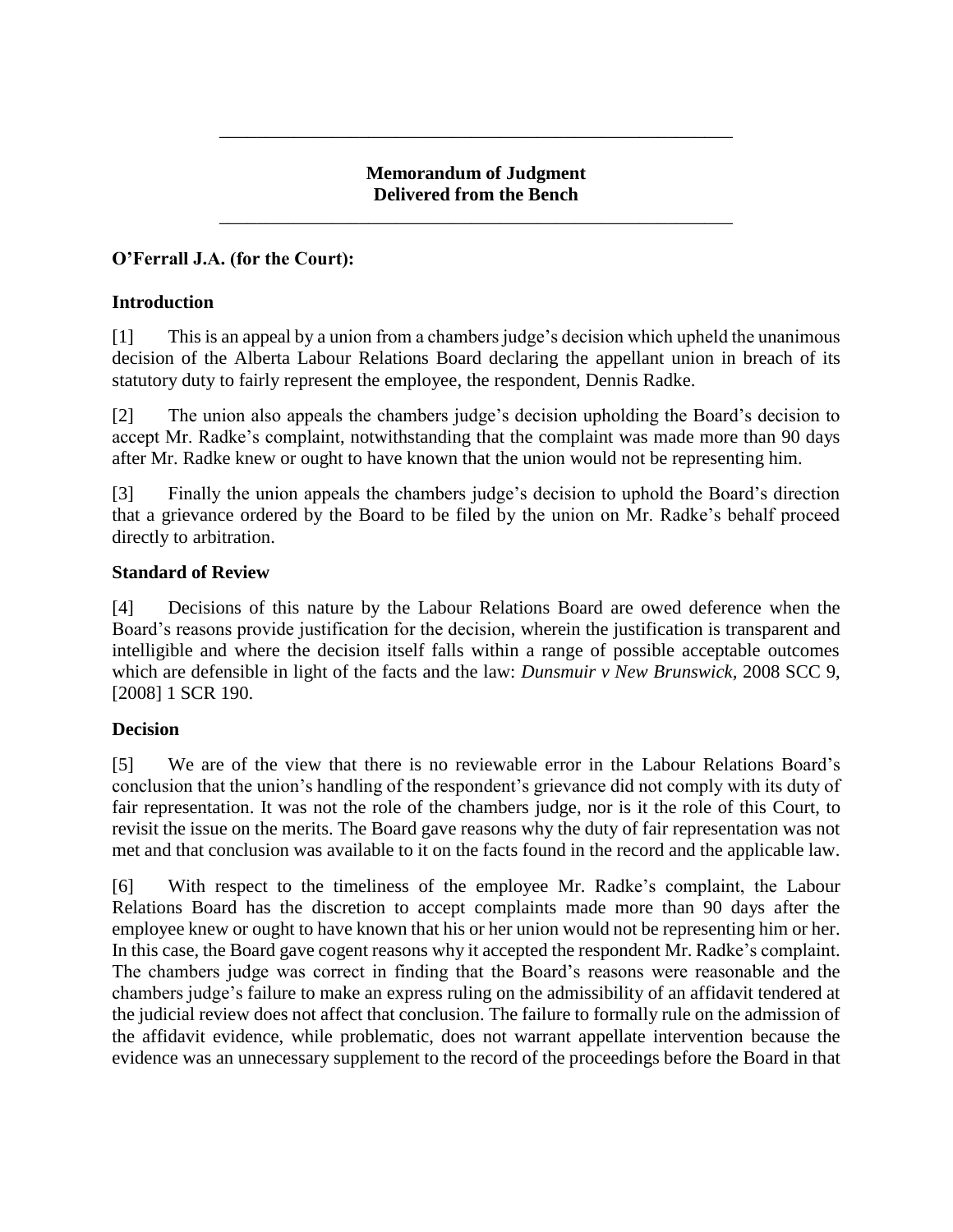---

**Memorandum of Judgment**
**Delivered from the Bench**

---

**O'Ferrall J.A. (for the Court):**

## Introduction

[1] This is an appeal by a union from a chambers judge's decision which upheld the unanimous decision of the Alberta Labour Relations Board declaring the appellant union in breach of its statutory duty to fairly represent the employee, the respondent, Dennis Radke.

[2] The union also appeals the chambers judge's decision upholding the Board's decision to accept Mr. Radke's complaint, notwithstanding that the complaint was made more than 90 days after Mr. Radke knew or ought to have known that the union would not be representing him.

[3] Finally the union appeals the chambers judge's decision to uphold the Board's direction that a grievance ordered by the Board to be filed by the union on Mr. Radke's behalf proceed directly to arbitration.

## Standard of Review

[4] Decisions of this nature by the Labour Relations Board are owed deference when the Board's reasons provide justification for the decision, wherein the justification is transparent and intelligible and where the decision itself falls within a range of possible acceptable outcomes which are defensible in light of the facts and the law: *Dunsmuir v New Brunswick*, 2008 SCC 9, [2008] 1 SCR 190.

## Decision

[5] We are of the view that there is no reviewable error in the Labour Relations Board's conclusion that the union's handling of the respondent's grievance did not comply with its duty of fair representation. It was not the role of the chambers judge, nor is it the role of this Court, to revisit the issue on the merits. The Board gave reasons why the duty of fair representation was not met and that conclusion was available to it on the facts found in the record and the applicable law.

[6] With respect to the timeliness of the employee Mr. Radke's complaint, the Labour Relations Board has the discretion to accept complaints made more than 90 days after the employee knew or ought to have known that his or her union would not be representing him or her. In this case, the Board gave cogent reasons why it accepted the respondent Mr. Radke's complaint. The chambers judge was correct in finding that the Board's reasons were reasonable and the chambers judge's failure to make an express ruling on the admissibility of an affidavit tendered at the judicial review does not affect that conclusion. The failure to formally rule on the admission of the affidavit evidence, while problematic, does not warrant appellate intervention because the evidence was an unnecessary supplement to the record of the proceedings before the Board in that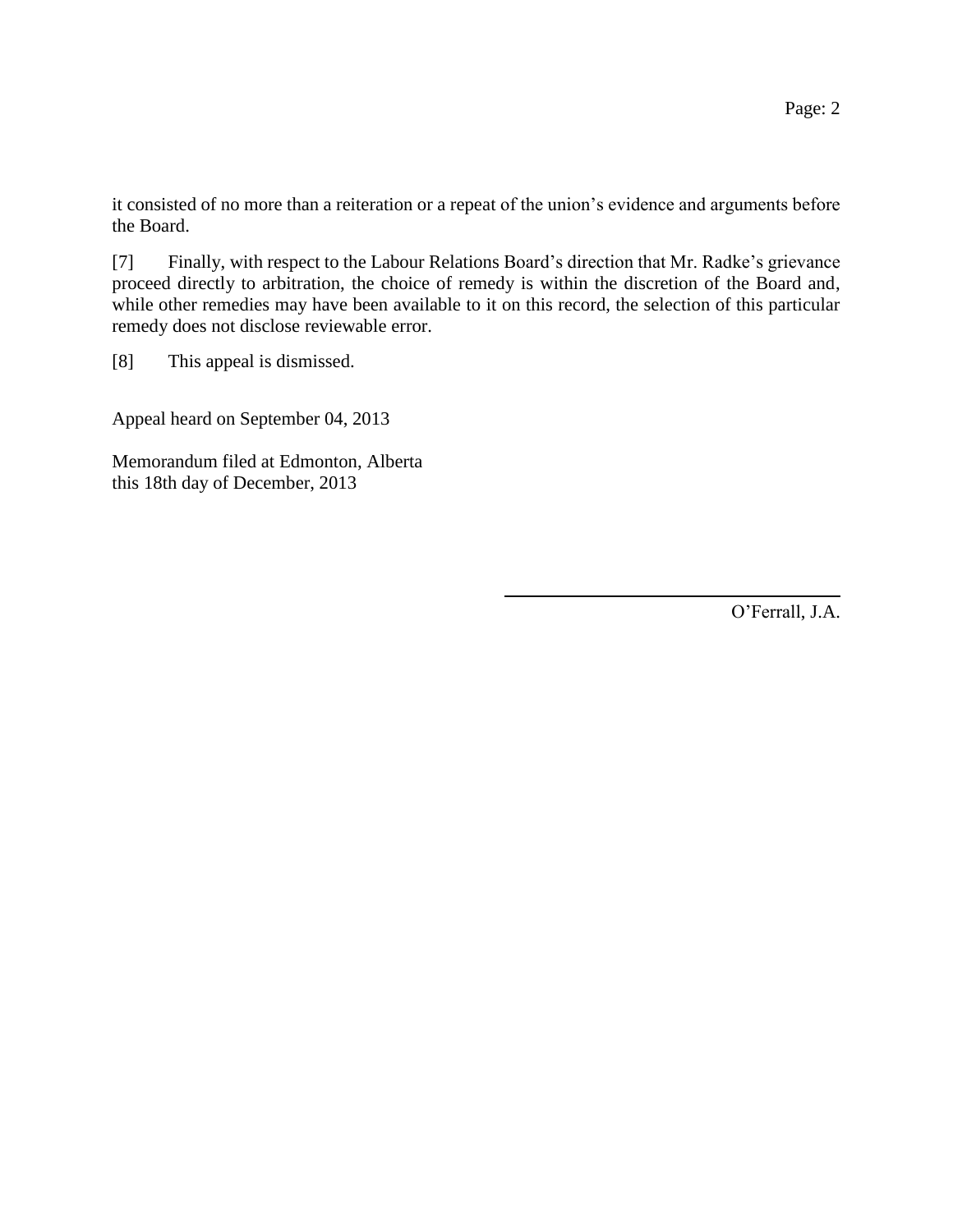it consisted of no more than a reiteration or a repeat of the union's evidence and arguments before the Board.

[7] Finally, with respect to the Labour Relations Board's direction that Mr. Radke's grievance proceed directly to arbitration, the choice of remedy is within the discretion of the Board and, while other remedies may have been available to it on this record, the selection of this particular remedy does not disclose reviewable error.

[8] This appeal is dismissed.

Appeal heard on September 04, 2013

Memorandum filed at Edmonton, Alberta
this 18th day of December, 2013

O'Ferrall, J.A.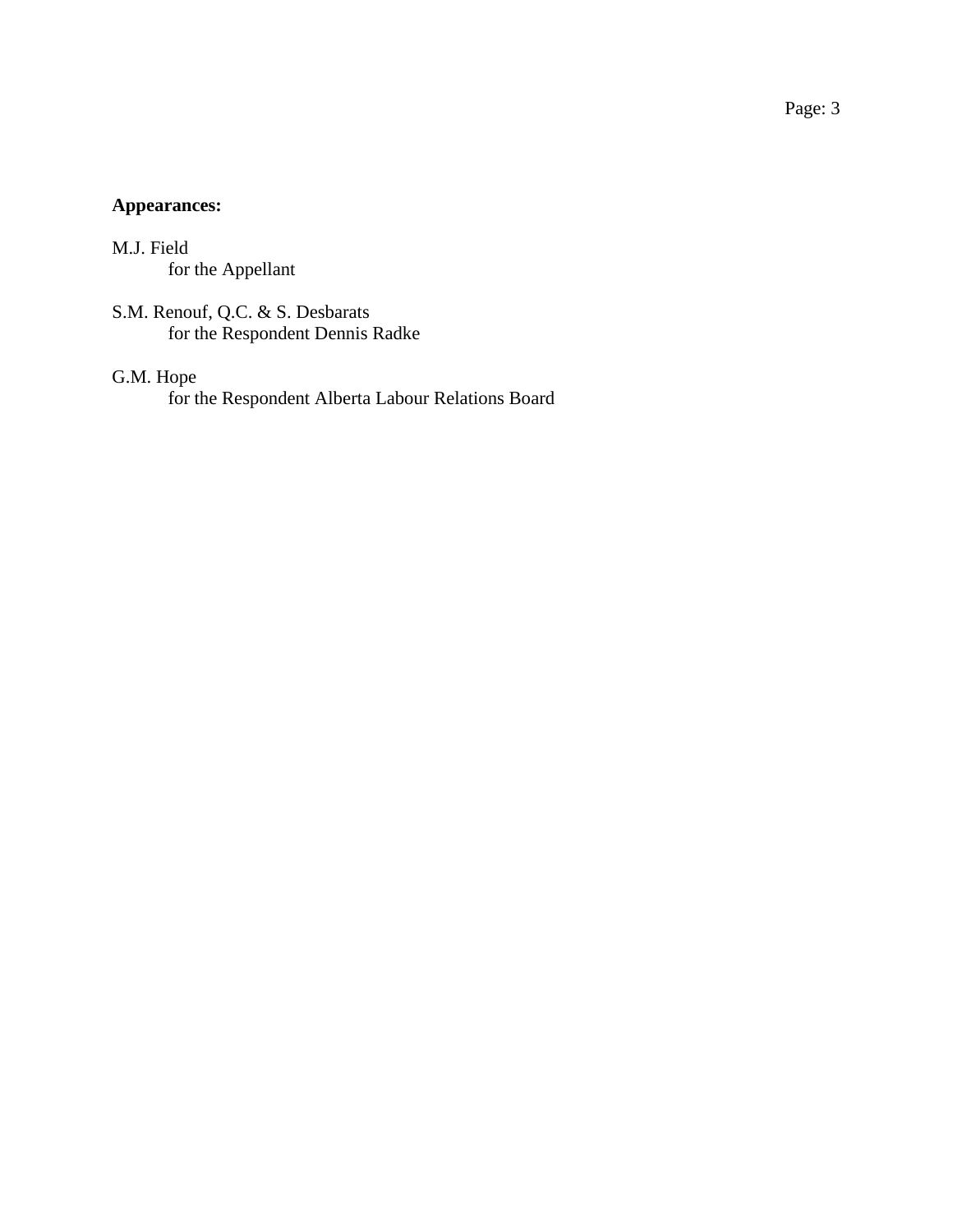**Appearances:**

M.J. Field
for the Appellant

S.M. Renouf, Q.C. & S. Desbarats
for the Respondent Dennis Radke

G.M. Hope
for the Respondent Alberta Labour Relations Board